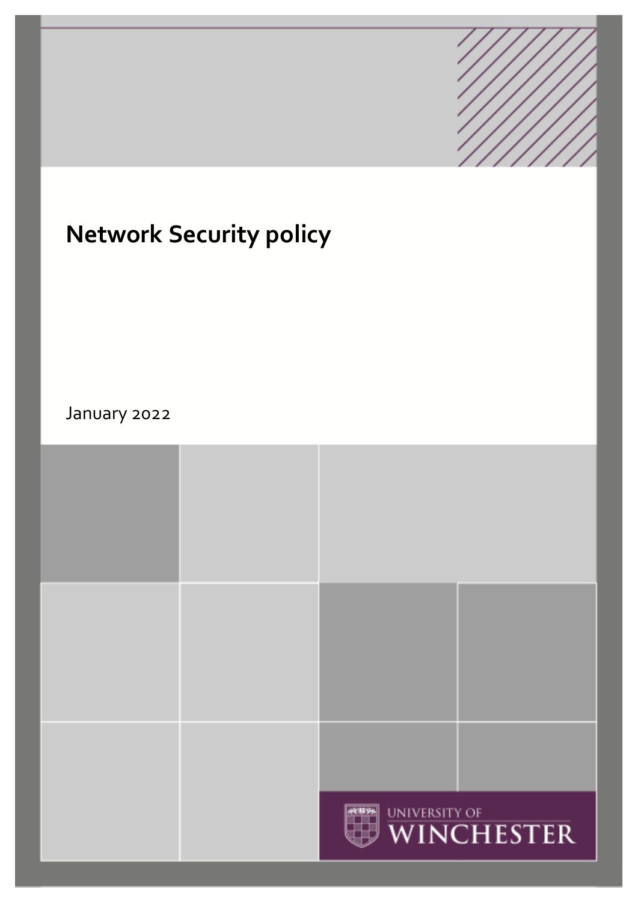# Network Security policy

January 2022

UNIVERSITY OF WINCHESTER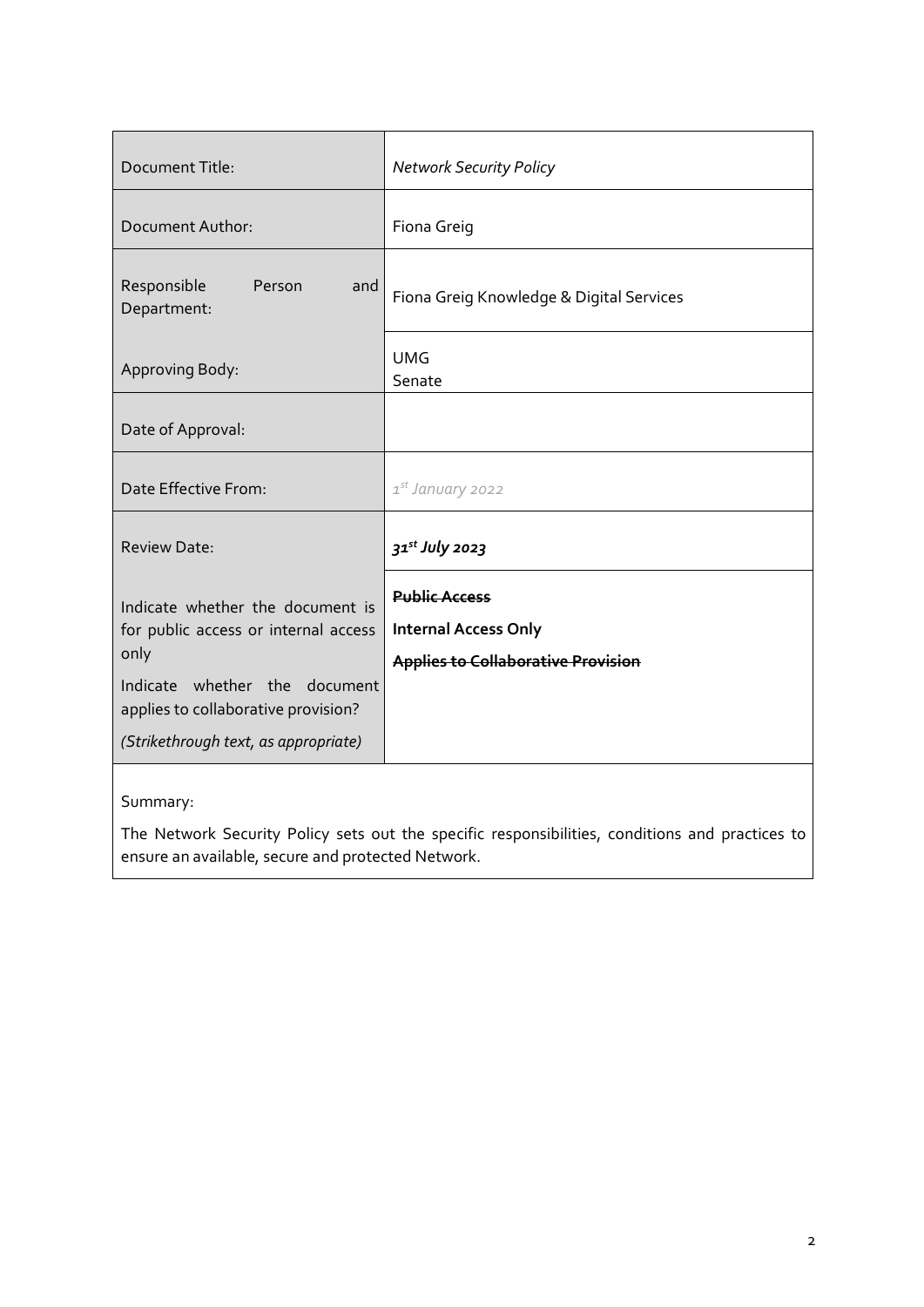| Document Title: | *Network Security Policy* |
|---|---|
| Document Author: | Fiona Greig |
| Responsible Person and Department: | Fiona Greig Knowledge & Digital Services |
| Approving Body: | UMG<br>Senate |
| Date of Approval: | |
| Date Effective From: | *1st January 2022* |
| Review Date: | ***31st July 2023*** |
| Indicate whether the document is for public access or internal access only<br><br>Indicate whether the document applies to collaborative provision?<br><br>*(Strikethrough text, as appropriate)* | ~~**Public Access**~~<br>**Internal Access Only**<br>~~**Applies to Collaborative Provision**~~ |

Summary:

The Network Security Policy sets out the specific responsibilities, conditions and practices to ensure an available, secure and protected Network.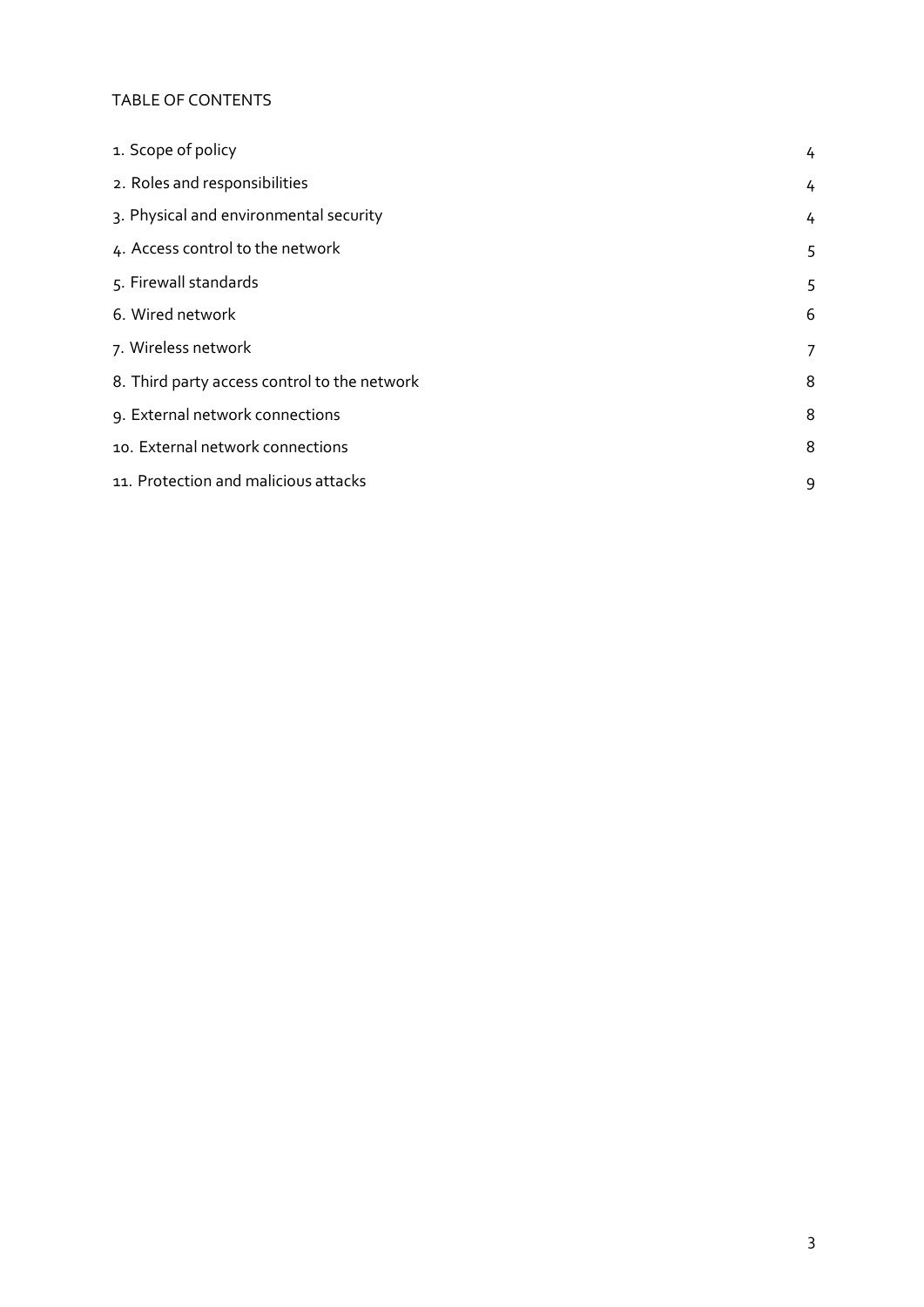TABLE OF CONTENTS

| | |
|---|---|
| 1. Scope of policy | 4 |
| 2. Roles and responsibilities | 4 |
| 3. Physical and environmental security | 4 |
| 4. Access control to the network | 5 |
| 5. Firewall standards | 5 |
| 6. Wired network | 6 |
| 7. Wireless network | 7 |
| 8. Third party access control to the network | 8 |
| 9. External network connections | 8 |
| 10. External network connections | 8 |
| 11. Protection and malicious attacks | 9 |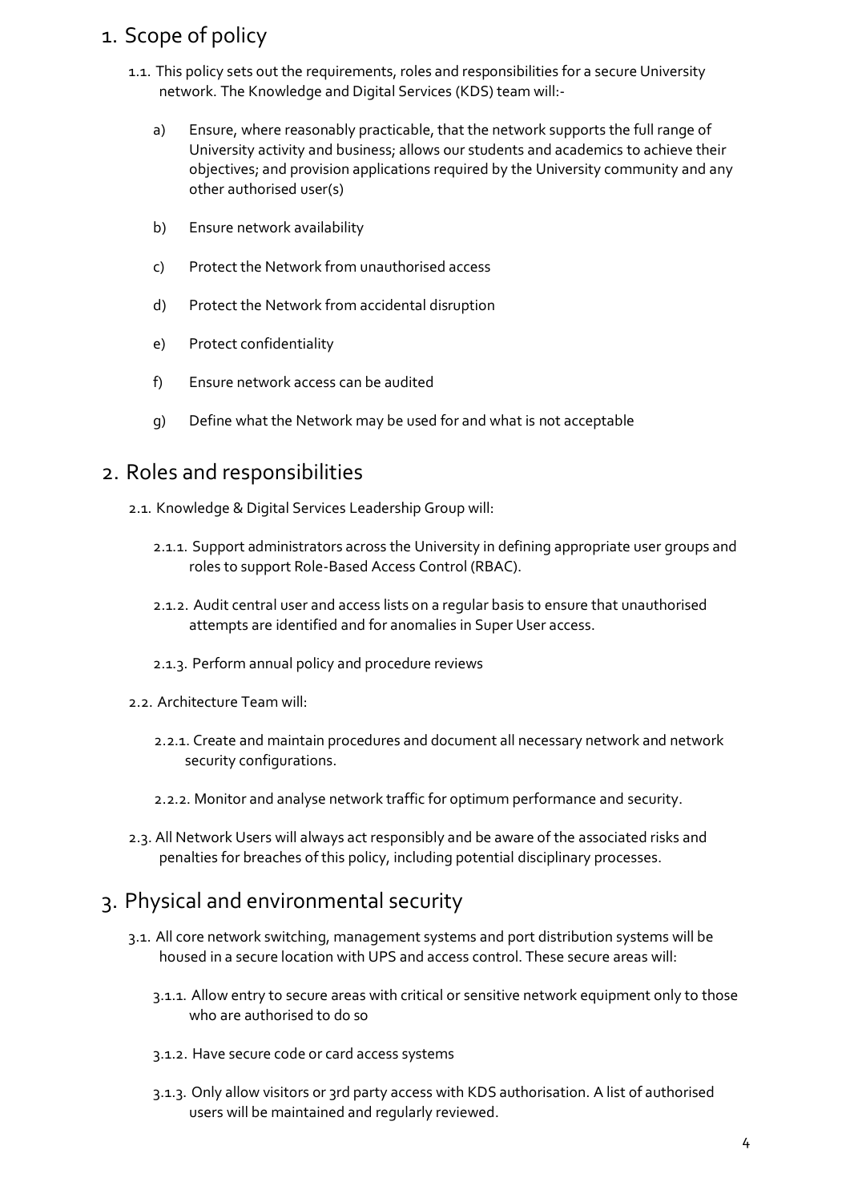# 1. Scope of policy

1.1. This policy sets out the requirements, roles and responsibilities for a secure University network. The Knowledge and Digital Services (KDS) team will:-

a) Ensure, where reasonably practicable, that the network supports the full range of University activity and business; allows our students and academics to achieve their objectives; and provision applications required by the University community and any other authorised user(s)

b) Ensure network availability

c) Protect the Network from unauthorised access

d) Protect the Network from accidental disruption

e) Protect confidentiality

f) Ensure network access can be audited

g) Define what the Network may be used for and what is not acceptable

# 2. Roles and responsibilities

2.1. Knowledge & Digital Services Leadership Group will:

2.1.1. Support administrators across the University in defining appropriate user groups and roles to support Role-Based Access Control (RBAC).

2.1.2. Audit central user and access lists on a regular basis to ensure that unauthorised attempts are identified and for anomalies in Super User access.

2.1.3. Perform annual policy and procedure reviews

2.2. Architecture Team will:

2.2.1. Create and maintain procedures and document all necessary network and network security configurations.

2.2.2. Monitor and analyse network traffic for optimum performance and security.

2.3. All Network Users will always act responsibly and be aware of the associated risks and penalties for breaches of this policy, including potential disciplinary processes.

# 3. Physical and environmental security

3.1. All core network switching, management systems and port distribution systems will be housed in a secure location with UPS and access control. These secure areas will:

3.1.1. Allow entry to secure areas with critical or sensitive network equipment only to those who are authorised to do so

3.1.2. Have secure code or card access systems

3.1.3. Only allow visitors or 3rd party access with KDS authorisation. A list of authorised users will be maintained and regularly reviewed.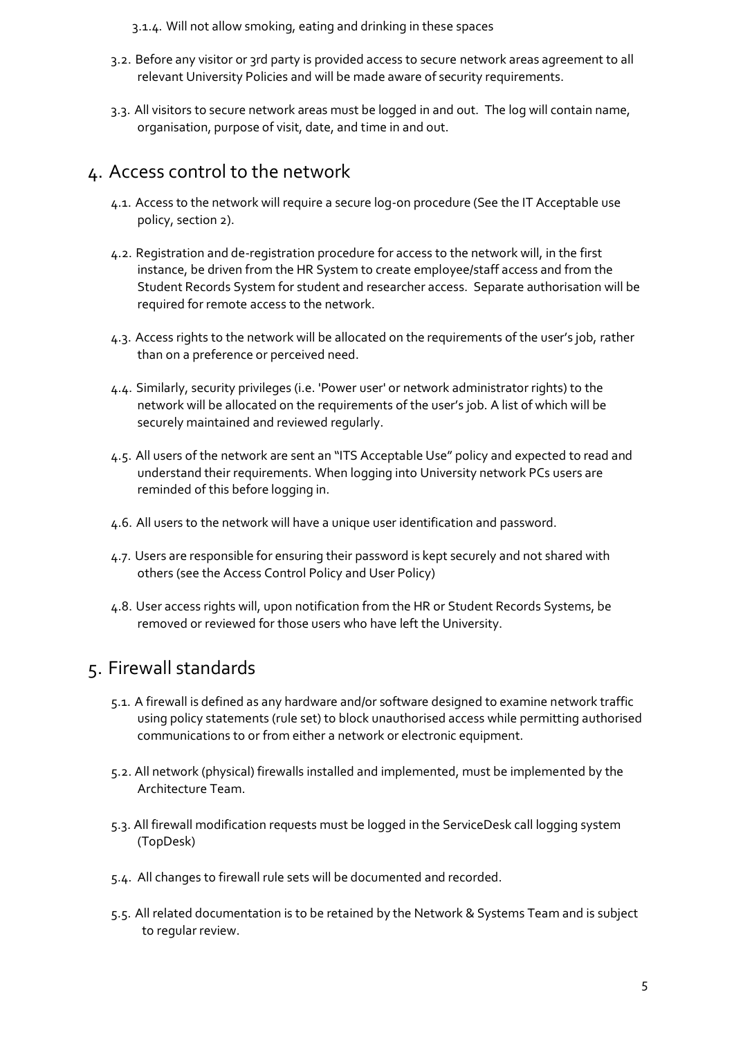3.1.4. Will not allow smoking, eating and drinking in these spaces

3.2. Before any visitor or 3rd party is provided access to secure network areas agreement to all relevant University Policies and will be made aware of security requirements.

3.3. All visitors to secure network areas must be logged in and out. The log will contain name, organisation, purpose of visit, date, and time in and out.

# 4. Access control to the network

4.1. Access to the network will require a secure log-on procedure (See the IT Acceptable use policy, section 2).

4.2. Registration and de-registration procedure for access to the network will, in the first instance, be driven from the HR System to create employee/staff access and from the Student Records System for student and researcher access. Separate authorisation will be required for remote access to the network.

4.3. Access rights to the network will be allocated on the requirements of the user's job, rather than on a preference or perceived need.

4.4. Similarly, security privileges (i.e. 'Power user' or network administrator rights) to the network will be allocated on the requirements of the user's job. A list of which will be securely maintained and reviewed regularly.

4.5. All users of the network are sent an "ITS Acceptable Use" policy and expected to read and understand their requirements. When logging into University network PCs users are reminded of this before logging in.

4.6. All users to the network will have a unique user identification and password.

4.7. Users are responsible for ensuring their password is kept securely and not shared with others (see the Access Control Policy and User Policy)

4.8. User access rights will, upon notification from the HR or Student Records Systems, be removed or reviewed for those users who have left the University.

# 5. Firewall standards

5.1. A firewall is defined as any hardware and/or software designed to examine network traffic using policy statements (rule set) to block unauthorised access while permitting authorised communications to or from either a network or electronic equipment.

5.2. All network (physical) firewalls installed and implemented, must be implemented by the Architecture Team.

5.3. All firewall modification requests must be logged in the ServiceDesk call logging system (TopDesk)

5.4. All changes to firewall rule sets will be documented and recorded.

5.5. All related documentation is to be retained by the Network & Systems Team and is subject to regular review.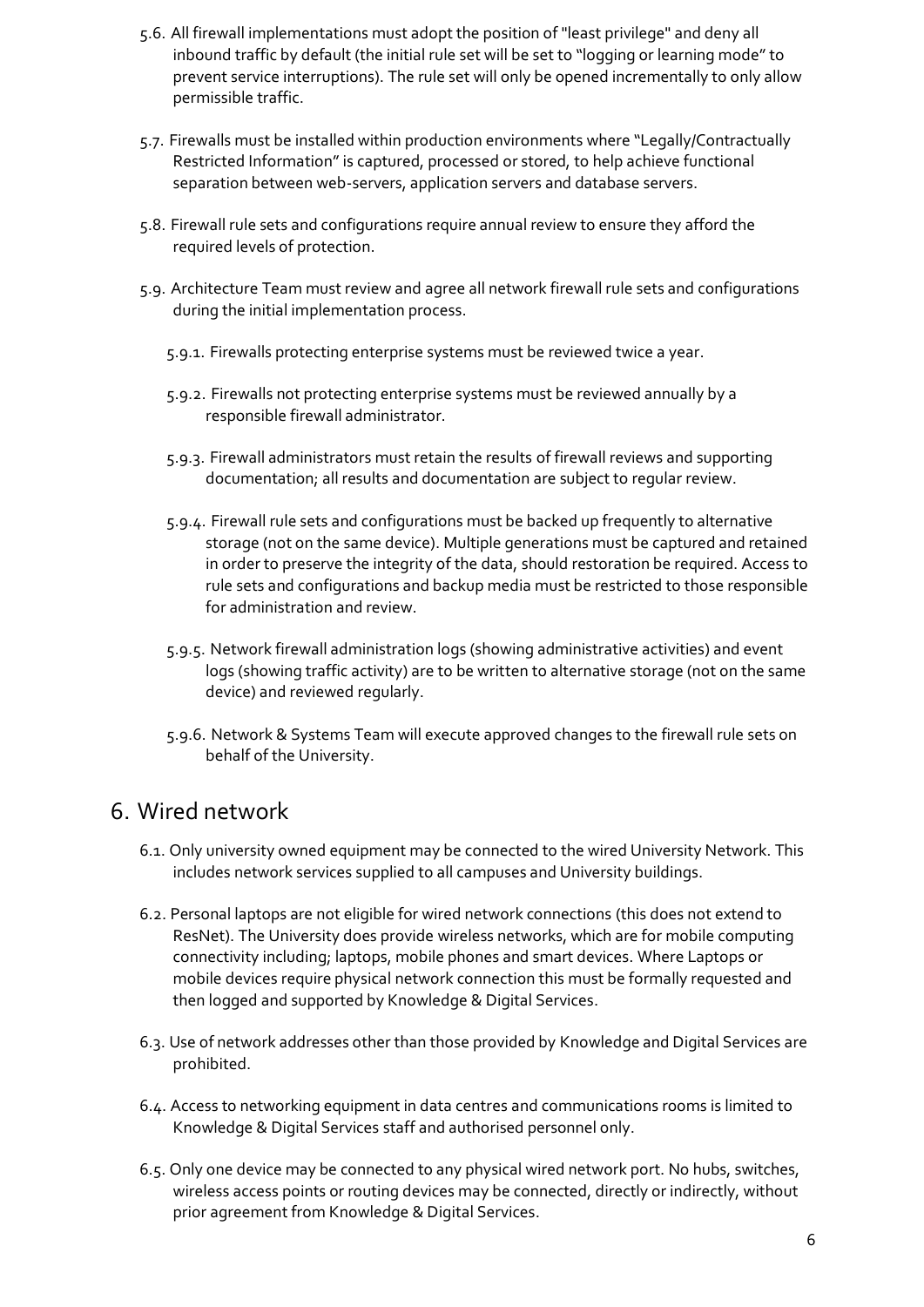5.6. All firewall implementations must adopt the position of "least privilege" and deny all inbound traffic by default (the initial rule set will be set to "logging or learning mode" to prevent service interruptions). The rule set will only be opened incrementally to only allow permissible traffic.

5.7. Firewalls must be installed within production environments where "Legally/Contractually Restricted Information" is captured, processed or stored, to help achieve functional separation between web-servers, application servers and database servers.

5.8. Firewall rule sets and configurations require annual review to ensure they afford the required levels of protection.

5.9. Architecture Team must review and agree all network firewall rule sets and configurations during the initial implementation process.

5.9.1. Firewalls protecting enterprise systems must be reviewed twice a year.

5.9.2. Firewalls not protecting enterprise systems must be reviewed annually by a responsible firewall administrator.

5.9.3. Firewall administrators must retain the results of firewall reviews and supporting documentation; all results and documentation are subject to regular review.

5.9.4. Firewall rule sets and configurations must be backed up frequently to alternative storage (not on the same device). Multiple generations must be captured and retained in order to preserve the integrity of the data, should restoration be required. Access to rule sets and configurations and backup media must be restricted to those responsible for administration and review.

5.9.5. Network firewall administration logs (showing administrative activities) and event logs (showing traffic activity) are to be written to alternative storage (not on the same device) and reviewed regularly.

5.9.6. Network & Systems Team will execute approved changes to the firewall rule sets on behalf of the University.

# 6. Wired network

6.1. Only university owned equipment may be connected to the wired University Network. This includes network services supplied to all campuses and University buildings.

6.2. Personal laptops are not eligible for wired network connections (this does not extend to ResNet). The University does provide wireless networks, which are for mobile computing connectivity including; laptops, mobile phones and smart devices. Where Laptops or mobile devices require physical network connection this must be formally requested and then logged and supported by Knowledge & Digital Services.

6.3. Use of network addresses other than those provided by Knowledge and Digital Services are prohibited.

6.4. Access to networking equipment in data centres and communications rooms is limited to Knowledge & Digital Services staff and authorised personnel only.

6.5. Only one device may be connected to any physical wired network port. No hubs, switches, wireless access points or routing devices may be connected, directly or indirectly, without prior agreement from Knowledge & Digital Services.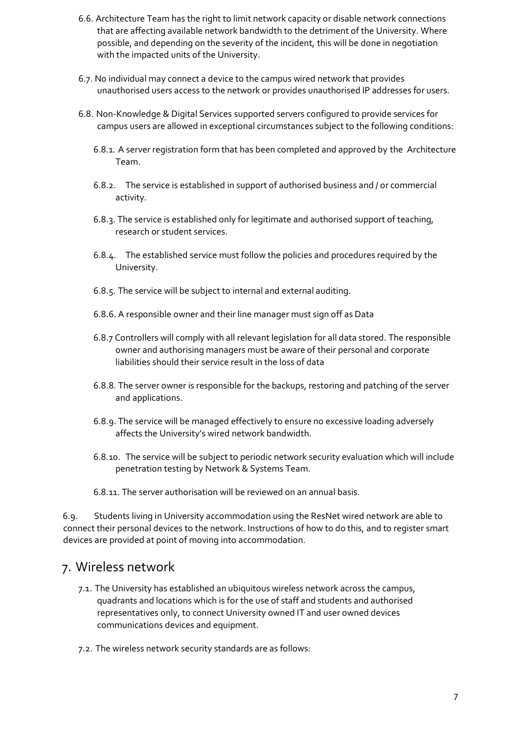6.6. Architecture Team has the right to limit network capacity or disable network connections that are affecting available network bandwidth to the detriment of the University. Where possible, and depending on the severity of the incident, this will be done in negotiation with the impacted units of the University.

6.7. No individual may connect a device to the campus wired network that provides unauthorised users access to the network or provides unauthorised IP addresses for users.

6.8. Non-Knowledge & Digital Services supported servers configured to provide services for campus users are allowed in exceptional circumstances subject to the following conditions:

6.8.1. A server registration form that has been completed and approved by the Architecture Team.

6.8.2. The service is established in support of authorised business and / or commercial activity.

6.8.3. The service is established only for legitimate and authorised support of teaching, research or student services.

6.8.4. The established service must follow the policies and procedures required by the University.

6.8.5. The service will be subject to internal and external auditing.

6.8.6. A responsible owner and their line manager must sign off as Data

6.8.7 Controllers will comply with all relevant legislation for all data stored. The responsible owner and authorising managers must be aware of their personal and corporate liabilities should their service result in the loss of data

6.8.8. The server owner is responsible for the backups, restoring and patching of the server and applications.

6.8.9. The service will be managed effectively to ensure no excessive loading adversely affects the University's wired network bandwidth.

6.8.10. The service will be subject to periodic network security evaluation which will include penetration testing by Network & Systems Team.

6.8.11. The server authorisation will be reviewed on an annual basis.

6.9. Students living in University accommodation using the ResNet wired network are able to connect their personal devices to the network. Instructions of how to do this, and to register smart devices are provided at point of moving into accommodation.

# 7. Wireless network

7.1. The University has established an ubiquitous wireless network across the campus, quadrants and locations which is for the use of staff and students and authorised representatives only, to connect University owned IT and user owned devices communications devices and equipment.

7.2. The wireless network security standards are as follows: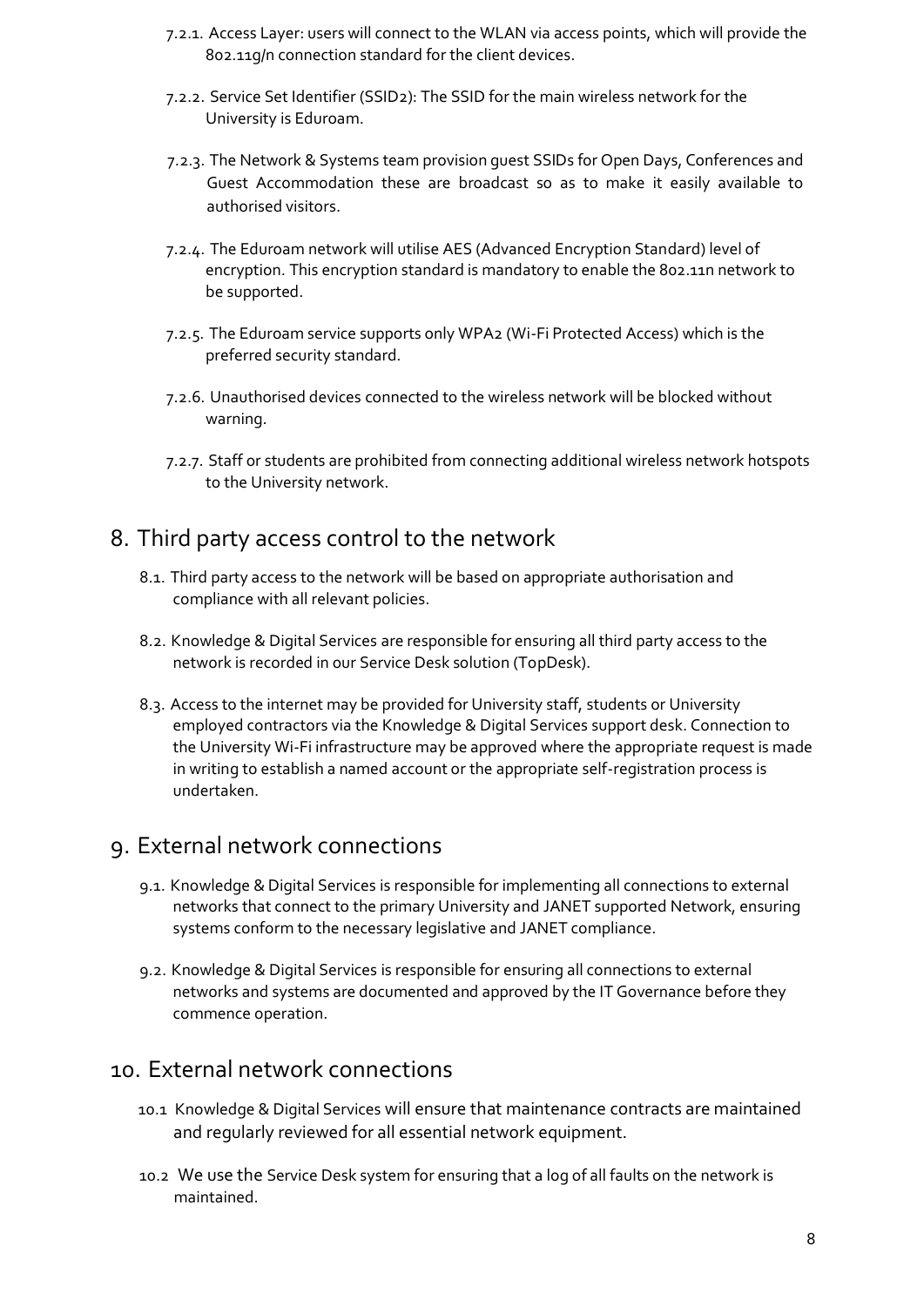7.2.1. Access Layer: users will connect to the WLAN via access points, which will provide the 802.11g/n connection standard for the client devices.

7.2.2. Service Set Identifier (SSID2): The SSID for the main wireless network for the University is Eduroam.

7.2.3. The Network & Systems team provision guest SSIDs for Open Days, Conferences and Guest Accommodation these are broadcast so as to make it easily available to authorised visitors.

7.2.4. The Eduroam network will utilise AES (Advanced Encryption Standard) level of encryption. This encryption standard is mandatory to enable the 802.11n network to be supported.

7.2.5. The Eduroam service supports only WPA2 (Wi-Fi Protected Access) which is the preferred security standard.

7.2.6. Unauthorised devices connected to the wireless network will be blocked without warning.

7.2.7. Staff or students are prohibited from connecting additional wireless network hotspots to the University network.

# 8. Third party access control to the network

8.1. Third party access to the network will be based on appropriate authorisation and compliance with all relevant policies.

8.2. Knowledge & Digital Services are responsible for ensuring all third party access to the network is recorded in our Service Desk solution (TopDesk).

8.3. Access to the internet may be provided for University staff, students or University employed contractors via the Knowledge & Digital Services support desk. Connection to the University Wi-Fi infrastructure may be approved where the appropriate request is made in writing to establish a named account or the appropriate self-registration process is undertaken.

# 9. External network connections

9.1. Knowledge & Digital Services is responsible for implementing all connections to external networks that connect to the primary University and JANET supported Network, ensuring systems conform to the necessary legislative and JANET compliance.

9.2. Knowledge & Digital Services is responsible for ensuring all connections to external networks and systems are documented and approved by the IT Governance before they commence operation.

# 10. External network connections

10.1 Knowledge & Digital Services will ensure that maintenance contracts are maintained and regularly reviewed for all essential network equipment.

10.2 We use the Service Desk system for ensuring that a log of all faults on the network is maintained.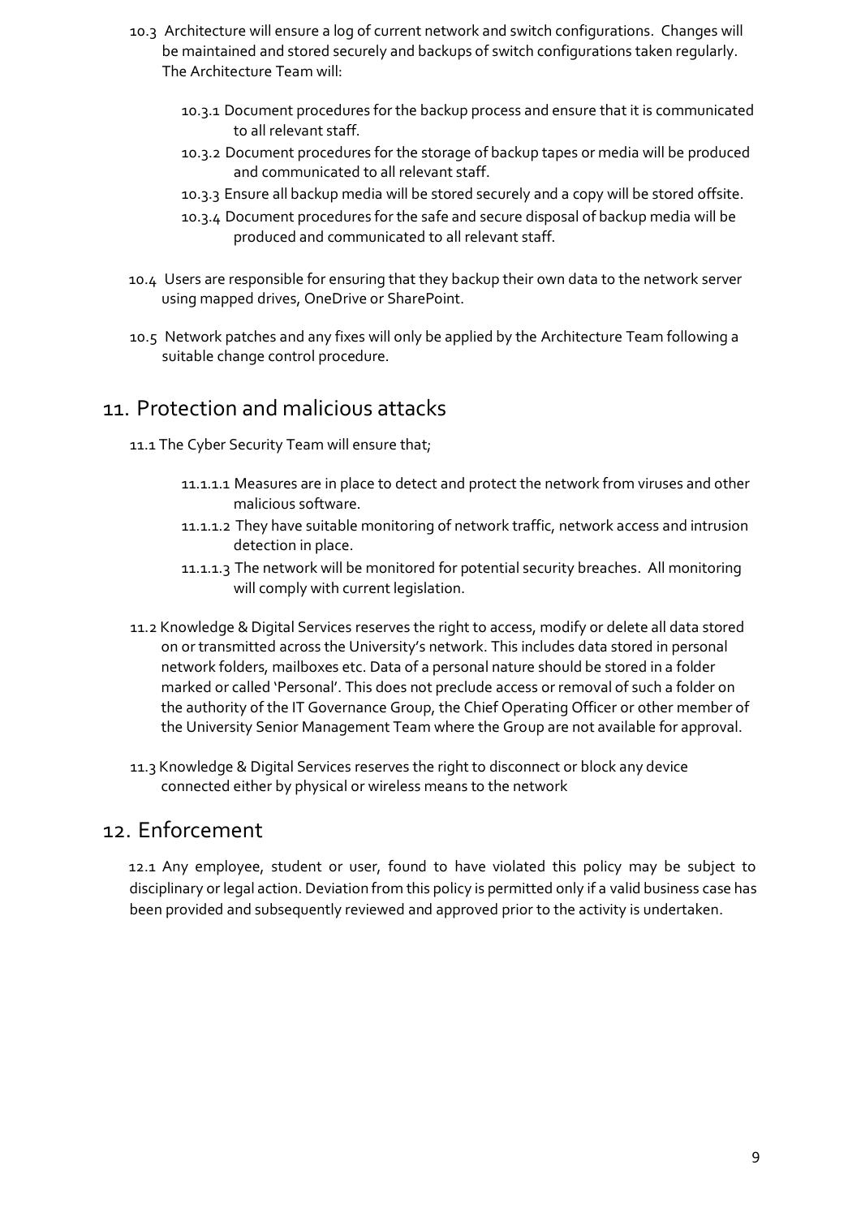10.3 Architecture will ensure a log of current network and switch configurations. Changes will be maintained and stored securely and backups of switch configurations taken regularly. The Architecture Team will:

- 10.3.1 Document procedures for the backup process and ensure that it is communicated to all relevant staff.
- 10.3.2 Document procedures for the storage of backup tapes or media will be produced and communicated to all relevant staff.
- 10.3.3 Ensure all backup media will be stored securely and a copy will be stored offsite.
- 10.3.4 Document procedures for the safe and secure disposal of backup media will be produced and communicated to all relevant staff.

10.4 Users are responsible for ensuring that they backup their own data to the network server using mapped drives, OneDrive or SharePoint.

10.5 Network patches and any fixes will only be applied by the Architecture Team following a suitable change control procedure.

## 11. Protection and malicious attacks

11.1 The Cyber Security Team will ensure that;

- 11.1.1.1 Measures are in place to detect and protect the network from viruses and other malicious software.
- 11.1.1.2 They have suitable monitoring of network traffic, network access and intrusion detection in place.
- 11.1.1.3 The network will be monitored for potential security breaches. All monitoring will comply with current legislation.

11.2 Knowledge & Digital Services reserves the right to access, modify or delete all data stored on or transmitted across the University's network. This includes data stored in personal network folders, mailboxes etc. Data of a personal nature should be stored in a folder marked or called 'Personal'. This does not preclude access or removal of such a folder on the authority of the IT Governance Group, the Chief Operating Officer or other member of the University Senior Management Team where the Group are not available for approval.

11.3 Knowledge & Digital Services reserves the right to disconnect or block any device connected either by physical or wireless means to the network

## 12. Enforcement

12.1 Any employee, student or user, found to have violated this policy may be subject to disciplinary or legal action. Deviation from this policy is permitted only if a valid business case has been provided and subsequently reviewed and approved prior to the activity is undertaken.